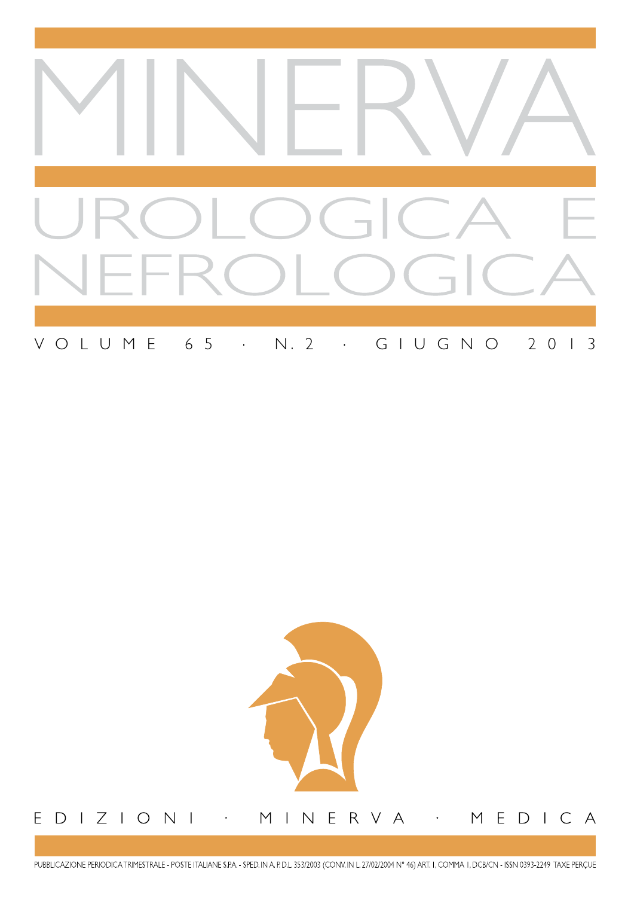# MINERVA

# UROLOGICA E NEFROLOGICA

VOLUME 65 · N. 2 · GIUGNO 2013

EDIZIONI · MINERVA · MEDICA

PUBBLICAZIONE PERIODICA TRIMESTRALE - POSTE ITALIANE S.P.A. - SPED. IN A. P. D.L. 353/2003 (CONV. IN L. 27/02/2004 N° 46) ART. 1, COMMA 1, DCB/CN - ISSN 0393-2249 TAXE PERÇUE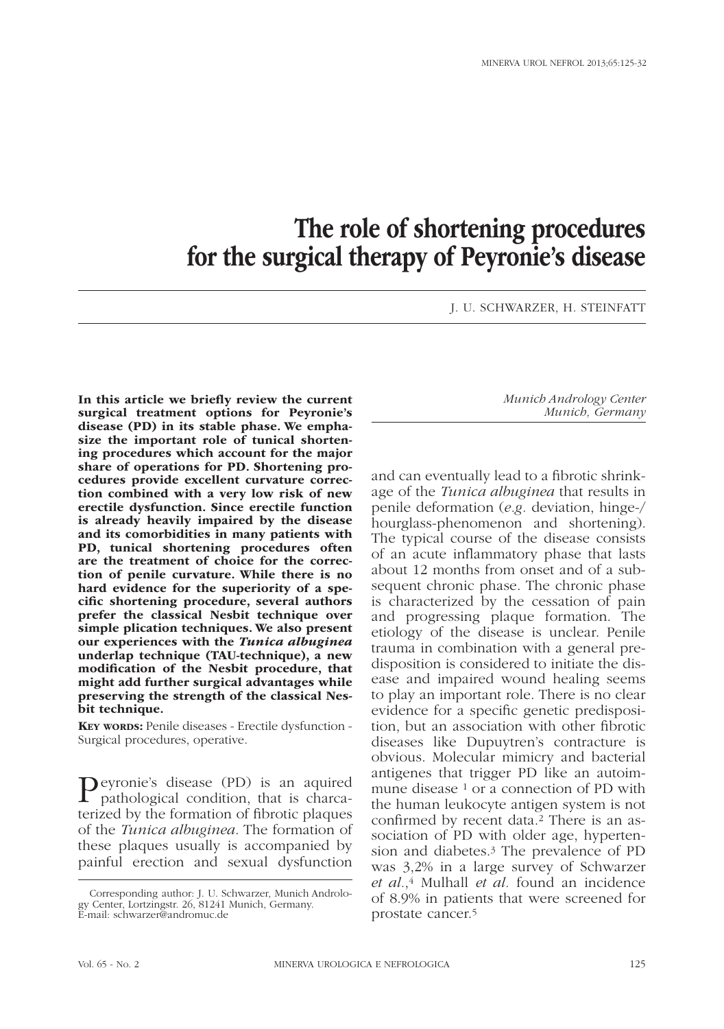# The role of shortening procedures for the surgical therapy of Peyronie's disease

J. U. SCHWARZER, H. STEINFATT

*Munich Andrology Center*
*Munich, Germany*

**In this article we briefly review the current surgical treatment options for Peyronie's disease (PD) in its stable phase. We emphasize the important role of tunical shortening procedures which account for the major share of operations for PD. Shortening procedures provide excellent curvature correction combined with a very low risk of new erectile dysfunction. Since erectile function is already heavily impaired by the disease and its comorbidities in many patients with PD, tunical shortening procedures often are the treatment of choice for the correction of penile curvature. While there is no hard evidence for the superiority of a specific shortening procedure, several authors prefer the classical Nesbit technique over simple plication techniques. We also present our experiences with the *Tunica albuginea* underlap technique (TAU-technique), a new modification of the Nesbit procedure, that might add further surgical advantages while preserving the strength of the classical Nesbit technique.**

**Key words:** Penile diseases - Erectile dysfunction - Surgical procedures, operative.

Peyronie's disease (PD) is an aquired pathological condition, that is charcaterized by the formation of fibrotic plaques of the *Tunica albuginea*. The formation of these plaques usually is accompanied by painful erection and sexual dysfunction and can eventually lead to a fibrotic shrinkage of the *Tunica albuginea* that results in penile deformation (*e.g.* deviation, hinge-/hourglass-phenomenon and shortening). The typical course of the disease consists of an acute inflammatory phase that lasts about 12 months from onset and of a subsequent chronic phase. The chronic phase is characterized by the cessation of pain and progressing plaque formation. The etiology of the disease is unclear. Penile trauma in combination with a general predisposition is considered to initiate the disease and impaired wound healing seems to play an important role. There is no clear evidence for a specific genetic predisposition, but an association with other fibrotic diseases like Dupuytren's contracture is obvious. Molecular mimicry and bacterial antigenes that trigger PD like an autoimmune disease [1] or a connection of PD with the human leukocyte antigen system is not confirmed by recent data.[2] There is an association of PD with older age, hypertension and diabetes.[3] The prevalence of PD was 3,2% in a large survey of Schwarzer *et al.*,[4] Mulhall *et al.* found an incidence of 8.9% in patients that were screened for prostate cancer.[5]

Corresponding author: J. U. Schwarzer, Munich Andrology Center, Lortzingstr. 26, 81241 Munich, Germany.
E-mail: schwarzer@andromuc.de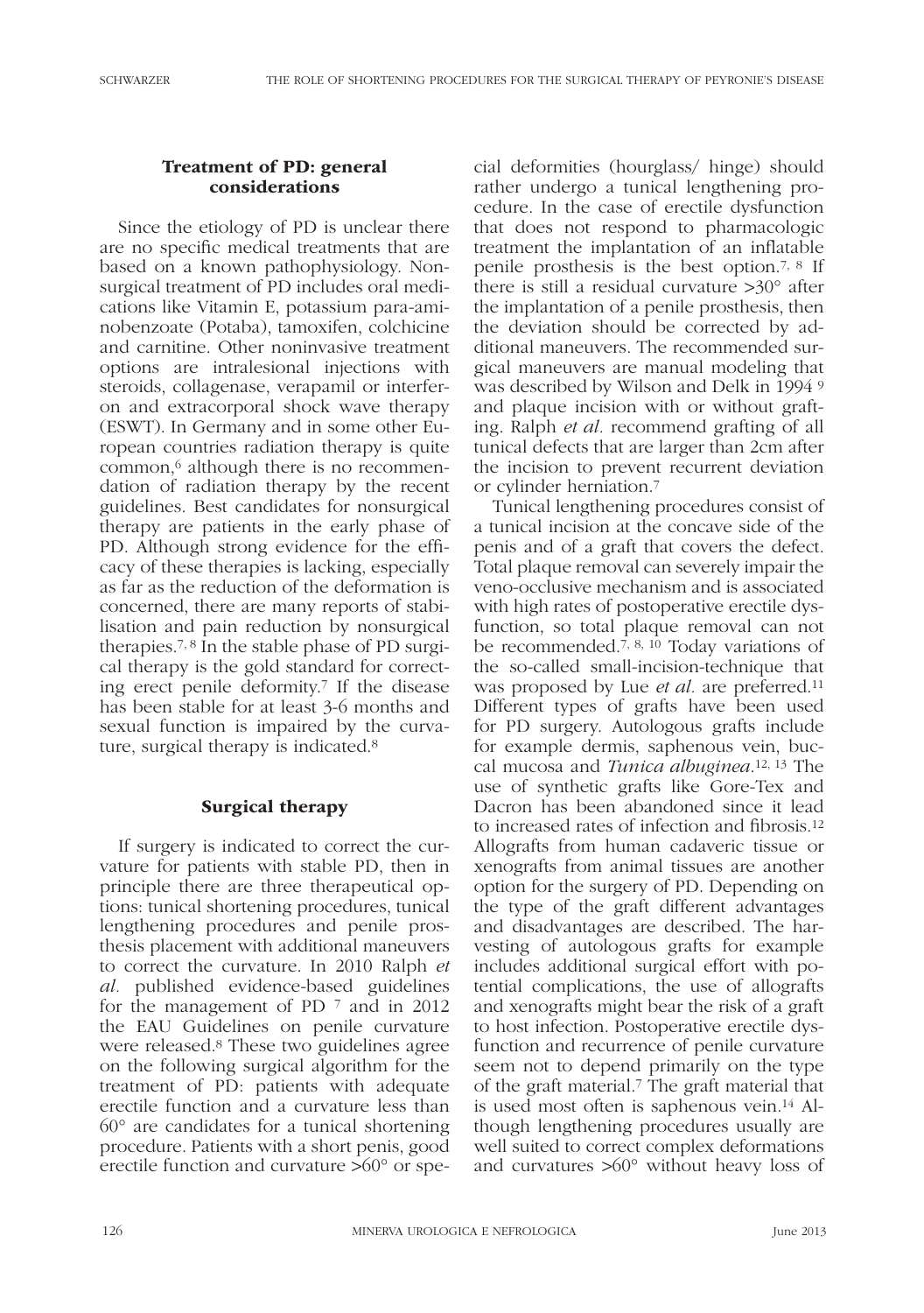## Treatment of PD: general considerations

Since the etiology of PD is unclear there are no specific medical treatments that are based on a known pathophysiology. Nonsurgical treatment of PD includes oral medications like Vitamin E, potassium para-aminobenzoate (Potaba), tamoxifen, colchicine and carnitine. Other noninvasive treatment options are intralesional injections with steroids, collagenase, verapamil or interferon and extracorporal shock wave therapy (ESWT). In Germany and in some other European countries radiation therapy is quite common,[6] although there is no recommendation of radiation therapy by the recent guidelines. Best candidates for nonsurgical therapy are patients in the early phase of PD. Although strong evidence for the efficacy of these therapies is lacking, especially as far as the reduction of the deformation is concerned, there are many reports of stabilisation and pain reduction by nonsurgical therapies.[7, 8] In the stable phase of PD surgical therapy is the gold standard for correcting erect penile deformity.[7] If the disease has been stable for at least 3-6 months and sexual function is impaired by the curvature, surgical therapy is indicated.[8]

## Surgical therapy

If surgery is indicated to correct the curvature for patients with stable PD, then in principle there are three therapeutical options: tunical shortening procedures, tunical lengthening procedures and penile prosthesis placement with additional maneuvers to correct the curvature. In 2010 Ralph *et al.* published evidence-based guidelines for the management of PD [7] and in 2012 the EAU Guidelines on penile curvature were released.[8] These two guidelines agree on the following surgical algorithm for the treatment of PD: patients with adequate erectile function and a curvature less than 60° are candidates for a tunical shortening procedure. Patients with a short penis, good erectile function and curvature >60° or special deformities (hourglass/ hinge) should rather undergo a tunical lengthening procedure. In the case of erectile dysfunction that does not respond to pharmacologic treatment the implantation of an inflatable penile prosthesis is the best option.[7, 8] If there is still a residual curvature >30° after the implantation of a penile prosthesis, then the deviation should be corrected by additional maneuvers. The recommended surgical maneuvers are manual modeling that was described by Wilson and Delk in 1994 [9] and plaque incision with or without grafting. Ralph *et al.* recommend grafting of all tunical defects that are larger than 2cm after the incision to prevent recurrent deviation or cylinder herniation.[7]

Tunical lengthening procedures consist of a tunical incision at the concave side of the penis and of a graft that covers the defect. Total plaque removal can severely impair the veno-occlusive mechanism and is associated with high rates of postoperative erectile dysfunction, so total plaque removal can not be recommended.[7, 8, 10] Today variations of the so-called small-incision-technique that was proposed by Lue *et al.* are preferred.[11] Different types of grafts have been used for PD surgery. Autologous grafts include for example dermis, saphenous vein, buccal mucosa and *Tunica albuginea*.[12, 13] The use of synthetic grafts like Gore-Tex and Dacron has been abandoned since it lead to increased rates of infection and fibrosis.[12] Allografts from human cadaveric tissue or xenografts from animal tissues are another option for the surgery of PD. Depending on the type of the graft different advantages and disadvantages are described. The harvesting of autologous grafts for example includes additional surgical effort with potential complications, the use of allografts and xenografts might bear the risk of a graft to host infection. Postoperative erectile dysfunction and recurrence of penile curvature seem not to depend primarily on the type of the graft material.[7] The graft material that is used most often is saphenous vein.[14] Although lengthening procedures usually are well suited to correct complex deformations and curvatures >60° without heavy loss of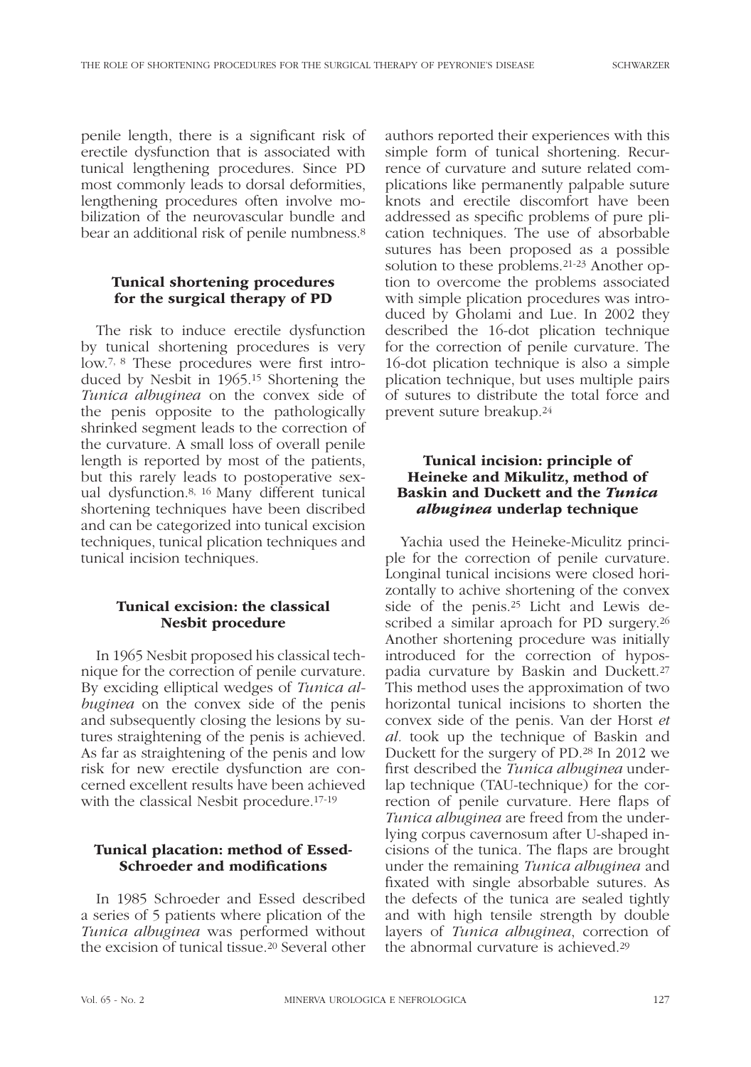penile length, there is a significant risk of erectile dysfunction that is associated with tunical lengthening procedures. Since PD most commonly leads to dorsal deformities, lengthening procedures often involve mobilization of the neurovascular bundle and bear an additional risk of penile numbness.[8]

## Tunical shortening procedures for the surgical therapy of PD

The risk to induce erectile dysfunction by tunical shortening procedures is very low.[7, 8] These procedures were first introduced by Nesbit in 1965.[15] Shortening the *Tunica albuginea* on the convex side of the penis opposite to the pathologically shrinked segment leads to the correction of the curvature. A small loss of overall penile length is reported by most of the patients, but this rarely leads to postoperative sexual dysfunction.[8, 16] Many different tunical shortening techniques have been discribed and can be categorized into tunical excision techniques, tunical plication techniques and tunical incision techniques.

## Tunical excision: the classical Nesbit procedure

In 1965 Nesbit proposed his classical technique for the correction of penile curvature. By exciding elliptical wedges of *Tunica albuginea* on the convex side of the penis and subsequently closing the lesions by sutures straightening of the penis is achieved. As far as straightening of the penis and low risk for new erectile dysfunction are concerned excellent results have been achieved with the classical Nesbit procedure.[17-19]

## Tunical placation: method of Essed-Schroeder and modifications

In 1985 Schroeder and Essed described a series of 5 patients where plication of the *Tunica albuginea* was performed without the excision of tunical tissue.[20] Several other authors reported their experiences with this simple form of tunical shortening. Recurrence of curvature and suture related complications like permanently palpable suture knots and erectile discomfort have been addressed as specific problems of pure plication techniques. The use of absorbable sutures has been proposed as a possible solution to these problems.[21-23] Another option to overcome the problems associated with simple plication procedures was introduced by Gholami and Lue. In 2002 they described the 16-dot plication technique for the correction of penile curvature. The 16-dot plication technique is also a simple plication technique, but uses multiple pairs of sutures to distribute the total force and prevent suture breakup.[24]

## Tunical incision: principle of Heineke and Mikulitz, method of Baskin and Duckett and the *Tunica albuginea* underlap technique

Yachia used the Heineke-Miculitz principle for the correction of penile curvature. Longinal tunical incisions were closed horizontally to achive shortening of the convex side of the penis.[25] Licht and Lewis described a similar aproach for PD surgery.[26] Another shortening procedure was initially introduced for the correction of hypospadia curvature by Baskin and Duckett.[27] This method uses the approximation of two horizontal tunical incisions to shorten the convex side of the penis. Van der Horst *et al.* took up the technique of Baskin and Duckett for the surgery of PD.[28] In 2012 we first described the *Tunica albuginea* underlap technique (TAU-technique) for the correction of penile curvature. Here flaps of *Tunica albuginea* are freed from the underlying corpus cavernosum after U-shaped incisions of the tunica. The flaps are brought under the remaining *Tunica albuginea* and fixated with single absorbable sutures. As the defects of the tunica are sealed tightly and with high tensile strength by double layers of *Tunica albuginea*, correction of the abnormal curvature is achieved.[29]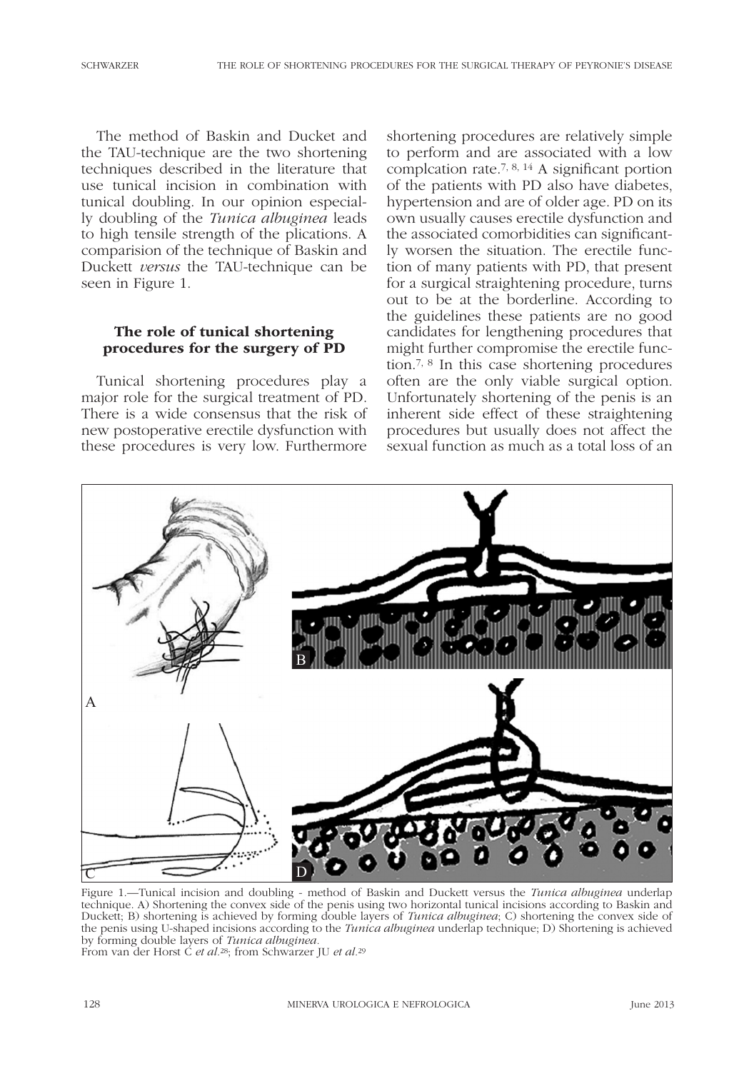The method of Baskin and Ducket and the TAU-technique are the two shortening techniques described in the literature that use tunical incision in combination with tunical doubling. In our opinion especially doubling of the *Tunica albuginea* leads to high tensile strength of the plications. A comparision of the technique of Baskin and Duckett *versus* the TAU-technique can be seen in Figure 1.

## The role of tunical shortening procedures for the surgery of PD

Tunical shortening procedures play a major role for the surgical treatment of PD. There is a wide consensus that the risk of new postoperative erectile dysfunction with these procedures is very low. Furthermore shortening procedures are relatively simple to perform and are associated with a low complcation rate.[7, 8, 14] A significant portion of the patients with PD also have diabetes, hypertension and are of older age. PD on its own usually causes erectile dysfunction and the associated comorbidities can significantly worsen the situation. The erectile function of many patients with PD, that present for a surgical straightening procedure, turns out to be at the borderline. According to the guidelines these patients are no good candidates for lengthening procedures that might further compromise the erectile function.[7, 8] In this case shortening procedures often are the only viable surgical option. Unfortunately shortening of the penis is an inherent side effect of these straightening procedures but usually does not affect the sexual function as much as a total loss of an

Figure 1.—Tunical incision and doubling - method of Baskin and Duckett versus the *Tunica albuginea* underlap technique. A) Shortening the convex side of the penis using two horizontal tunical incisions according to Baskin and Duckett; B) shortening is achieved by forming double layers of *Tunica albuginea*; C) shortening the convex side of the penis using U-shaped incisions according to the *Tunica albuginea* underlap technique; D) Shortening is achieved by forming double layers of *Tunica albuginea*.
From van der Horst C *et al*.[28]; from Schwarzer JU *et al*.[29]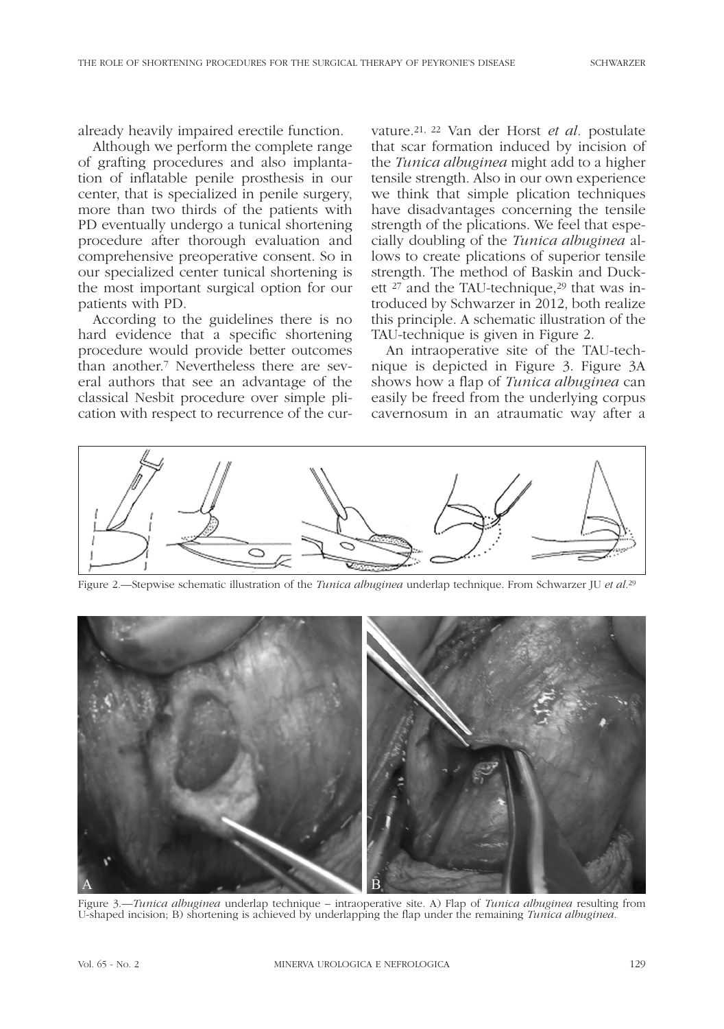already heavily impaired erectile function.

Although we perform the complete range of grafting procedures and also implantation of inflatable penile prosthesis in our center, that is specialized in penile surgery, more than two thirds of the patients with PD eventually undergo a tunical shortening procedure after thorough evaluation and comprehensive preoperative consent. So in our specialized center tunical shortening is the most important surgical option for our patients with PD.

According to the guidelines there is no hard evidence that a specific shortening procedure would provide better outcomes than another.[7] Nevertheless there are several authors that see an advantage of the classical Nesbit procedure over simple plication with respect to recurrence of the curvature.[21, 22] Van der Horst *et al*. postulate that scar formation induced by incision of the *Tunica albuginea* might add to a higher tensile strength. Also in our own experience we think that simple plication techniques have disadvantages concerning the tensile strength of the plications. We feel that especially doubling of the *Tunica albuginea* allows to create plications of superior tensile strength. The method of Baskin and Duckett [27] and the TAU-technique,[29] that was introduced by Schwarzer in 2012, both realize this principle. A schematic illustration of the TAU-technique is given in Figure 2.

An intraoperative site of the TAU-technique is depicted in Figure 3. Figure 3A shows how a flap of *Tunica albuginea* can easily be freed from the underlying corpus cavernosum in an atraumatic way after a

Figure 2.—Stepwise schematic illustration of the *Tunica albuginea* underlap technique. From Schwarzer JU *et al*.[29]

Figure 3.—*Tunica albuginea* underlap technique – intraoperative site. A) Flap of *Tunica albuginea* resulting from U-shaped incision; B) shortening is achieved by underlapping the flap under the remaining *Tunica albuginea*.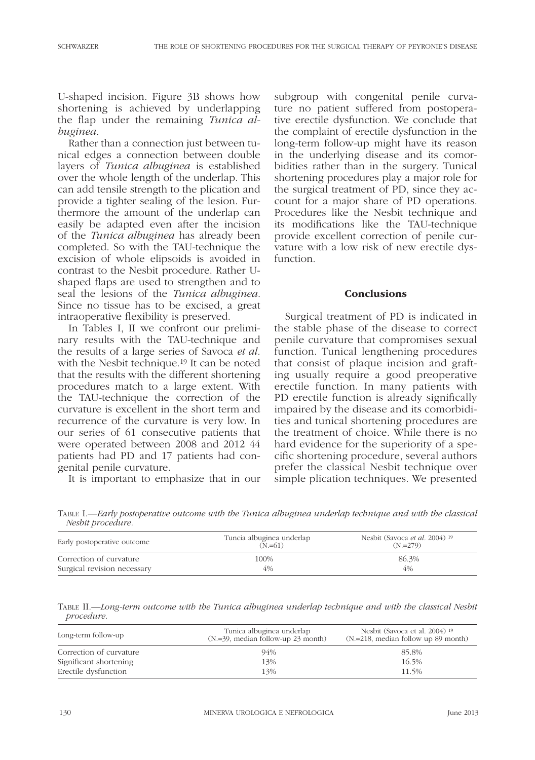U-shaped incision. Figure 3B shows how shortening is achieved by underlapping the flap under the remaining *Tunica albuginea*.

Rather than a connection just between tunical edges a connection between double layers of *Tunica albuginea* is established over the whole length of the underlap. This can add tensile strength to the plication and provide a tighter sealing of the lesion. Furthermore the amount of the underlap can easily be adapted even after the incision of the *Tunica albuginea* has already been completed. So with the TAU-technique the excision of whole elipsoids is avoided in contrast to the Nesbit procedure. Rather U-shaped flaps are used to strengthen and to seal the lesions of the *Tunica albuginea*. Since no tissue has to be excised, a great intraoperative flexibility is preserved.

In Tables I, II we confront our preliminary results with the TAU-technique and the results of a large series of Savoca *et al.* with the Nesbit technique.[19] It can be noted that the results with the different shortening procedures match to a large extent. With the TAU-technique the correction of the curvature is excellent in the short term and recurrence of the curvature is very low. In our series of 61 consecutive patients that were operated between 2008 and 2012 44 patients had PD and 17 patients had congenital penile curvature.

It is important to emphasize that in our subgroup with congenital penile curvature no patient suffered from postoperative erectile dysfunction. We conclude that the complaint of erectile dysfunction in the long-term follow-up might have its reason in the underlying disease and its comorbidities rather than in the surgery. Tunical shortening procedures play a major role for the surgical treatment of PD, since they account for a major share of PD operations. Procedures like the Nesbit technique and its modifications like the TAU-technique provide excellent correction of penile curvature with a low risk of new erectile dysfunction.

## Conclusions

Surgical treatment of PD is indicated in the stable phase of the disease to correct penile curvature that compromises sexual function. Tunical lengthening procedures that consist of plaque incision and grafting usually require a good preoperative erectile function. In many patients with PD erectile function is already significally impaired by the disease and its comorbidities and tunical shortening procedures are the treatment of choice. While there is no hard evidence for the superiority of a specific shortening procedure, several authors prefer the classical Nesbit technique over simple plication techniques. We presented

TABLE I.—*Early postoperative outcome with the Tunica albuginea underlap technique and with the classical Nesbit procedure.*

| Early postoperative outcome | Tuncia albuginea underlap (N.=61) | Nesbit (Savoca *et al.* 2004) [19] (N.=279) |
|---|---|---|
| Correction of curvature | 100% | 86.3% |
| Surgical revision necessary | 4% | 4% |

TABLE II.—*Long-term outcome with the Tunica albuginea underlap technique and with the classical Nesbit procedure.*

| Long-term follow-up | Tunica albuginea underlap (N.=39, median follow-up 23 month) | Nesbit (Savoca et al. 2004) [19] (N.=218, median follow up 89 month) |
|---|---|---|
| Correction of curvature | 94% | 85.8% |
| Significant shortening | 13% | 16.5% |
| Erectile dysfunction | 13% | 11.5% |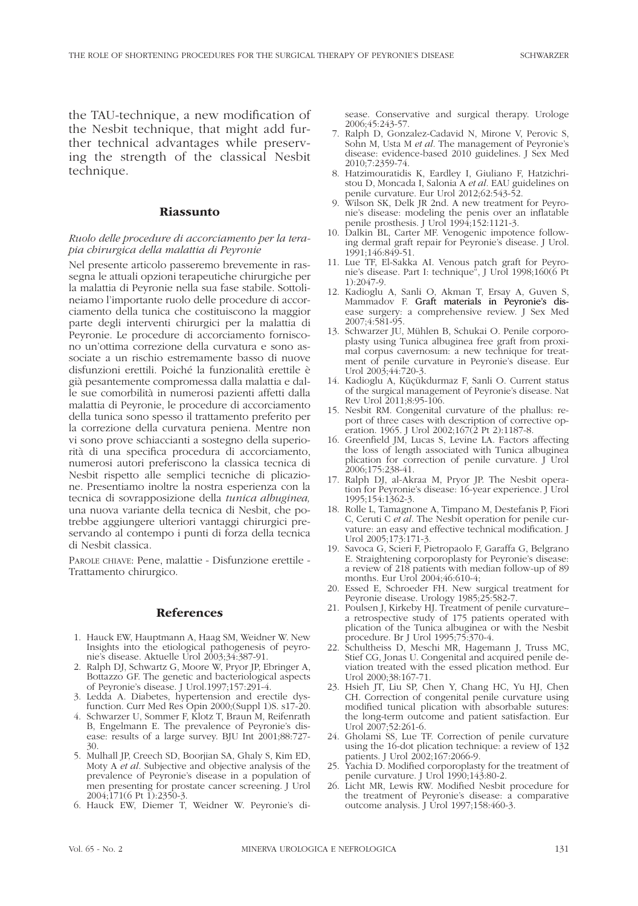the TAU-technique, a new modification of the Nesbit technique, that might add further technical advantages while preserving the strength of the classical Nesbit technique.

## Riassunto

*Ruolo delle procedure di accorciamento per la terapia chirurgica della malattia di Peyronie*

Nel presente articolo passeremo brevemente in rassegna le attuali opzioni terapeutiche chirurgiche per la malattia di Peyronie nella sua fase stabile. Sottolineamo l'importante ruolo delle procedure di accorciamento della tunica che costituiscono la maggior parte degli interventi chirurgici per la malattia di Peyronie. Le procedure di accorciamento forniscono un'ottima correzione della curvatura e sono associate a un rischio estremamente basso di nuove disfunzioni erettili. Poiché la funzionalità erettile è già pesantemente compromessa dalla malattia e dalle sue comorbilità in numerosi pazienti affetti dalla malattia di Peyronie, le procedure di accorciamento della tunica sono spesso il trattamento preferito per la correzione della curvatura peniena. Mentre non vi sono prove schiaccianti a sostegno della superiorità di una specifica procedura di accorciamento, numerosi autori preferiscono la classica tecnica di Nesbit rispetto alle semplici tecniche di plicazione. Presentiamo inoltre la nostra esperienza con la tecnica di sovrapposizione della *tunica albuginea,* una nuova variante della tecnica di Nesbit, che potrebbe aggiungere ulteriori vantaggi chirurgici preservando al contempo i punti di forza della tecnica di Nesbit classica.

Parole chiave: Pene, malattie - Disfunzione erettile - Trattamento chirurgico.

## References

1. Hauck EW, Hauptmann A, Haag SM, Weidner W. New Insights into the etiological pathogenesis of peyronie's disease. Aktuelle Urol 2003;34:387-91.
2. Ralph DJ, Schwartz G, Moore W, Pryor JP, Ebringer A, Bottazzo GF. The genetic and bacteriological aspects of Peyronie's disease. J Urol.1997;157:291-4.
3. Ledda A. Diabetes, hypertension and erectile dysfunction. Curr Med Res Opin 2000;(Suppl 1)S. s17-20.
4. Schwarzer U, Sommer F, Klotz T, Braun M, Reifenrath B, Engelmann E. The prevalence of Peyronie's disease: results of a large survey. BJU Int 2001;88:727-30.
5. Mulhall JP, Creech SD, Boorjian SA, Ghaly S, Kim ED, Moty A *et al.* Subjective and objective analysis of the prevalence of Peyronie's disease in a population of men presenting for prostate cancer screening. J Urol 2004;171(6 Pt 1):2350-3.
6. Hauck EW, Diemer T, Weidner W. Peyronie's disease. Conservative and surgical therapy. Urologe 2006;45:243-57.
7. Ralph D, Gonzalez-Cadavid N, Mirone V, Perovic S, Sohn M, Usta M *et al.* The management of Peyronie's disease: evidence-based 2010 guidelines. J Sex Med 2010;7:2359-74.
8. Hatzimouratidis K, Eardley I, Giuliano F, Hatzichristou D, Moncada I, Salonia A *et al.* EAU guidelines on penile curvature. Eur Urol 2012;62:543-52.
9. Wilson SK, Delk JR 2nd. A new treatment for Peyronie's disease: modeling the penis over an inflatable penile prosthesis. J Urol 1994;152:1121-3.
10. Dalkin BL, Carter MF. Venogenic impotence following dermal graft repair for Peyronie's disease. J Urol. 1991;146:849-51.
11. Lue TF, El-Sakka AI. Venous patch graft for Peyronie's disease. Part I: technique", J Urol 1998;160(6 Pt 1):2047-9.
12. Kadioglu A, Sanli O, Akman T, Ersay A, Guven S, Mammadov F. Graft materials in Peyronie's disease surgery: a comprehensive review. J Sex Med 2007;4:581-95.
13. Schwarzer JU, Mühlen B, Schukai O. Penile corporoplasty using Tunica albuginea free graft from proximal corpus cavernosum: a new technique for treatment of penile curvature in Peyronie's disease. Eur Urol 2003;44:720-3.
14. Kadioglu A, Küçükdurmaz F, Sanli O. Current status of the surgical management of Peyronie's disease. Nat Rev Urol 2011;8:95-106.
15. Nesbit RM. Congenital curvature of the phallus: report of three cases with description of corrective operation. 1965. J Urol 2002;167(2 Pt 2):1187-8.
16. Greenfield JM, Lucas S, Levine LA. Factors affecting the loss of length associated with Tunica albuginea plication for correction of penile curvature. J Urol 2006;175:238-41.
17. Ralph DJ, al-Akraa M, Pryor JP. The Nesbit operation for Peyronie's disease: 16-year experience. J Urol 1995;154:1362-3.
18. Rolle L, Tamagnone A, Timpano M, Destefanis P, Fiori C, Ceruti C *et al.* The Nesbit operation for penile curvature: an easy and effective technical modification. J Urol 2005;173:171-3.
19. Savoca G, Scieri F, Pietropaolo F, Garaffa G, Belgrano E. Straightening corporoplasty for Peyronie's disease: a review of 218 patients with median follow-up of 89 months. Eur Urol 2004;46:610-4;
20. Essed E, Schroeder FH. New surgical treatment for Peyronie disease. Urology 1985;25:582-7.
21. Poulsen J, Kirkeby HJ. Treatment of penile curvature–a retrospective study of 175 patients operated with plication of the Tunica albuginea or with the Nesbit procedure. Br J Urol 1995;75:370-4.
22. Schultheiss D, Meschi MR, Hagemann J, Truss MC, Stief CG, Jonas U. Congenital and acquired penile deviation treated with the essed plication method. Eur Urol 2000;38:167-71.
23. Hsieh JT, Liu SP, Chen Y, Chang HC, Yu HJ, Chen CH. Correction of congenital penile curvature using modified tunical plication with absorbable sutures: the long-term outcome and patient satisfaction. Eur Urol 2007;52:261-6.
24. Gholami SS, Lue TF. Correction of penile curvature using the 16-dot plication technique: a review of 132 patients. J Urol 2002;167:2066-9.
25. Yachia D. Modified corporoplasty for the treatment of penile curvature. J Urol 1990;143:80-2.
26. Licht MR, Lewis RW. Modified Nesbit procedure for the treatment of Peyronie's disease: a comparative outcome analysis. J Urol 1997;158:460-3.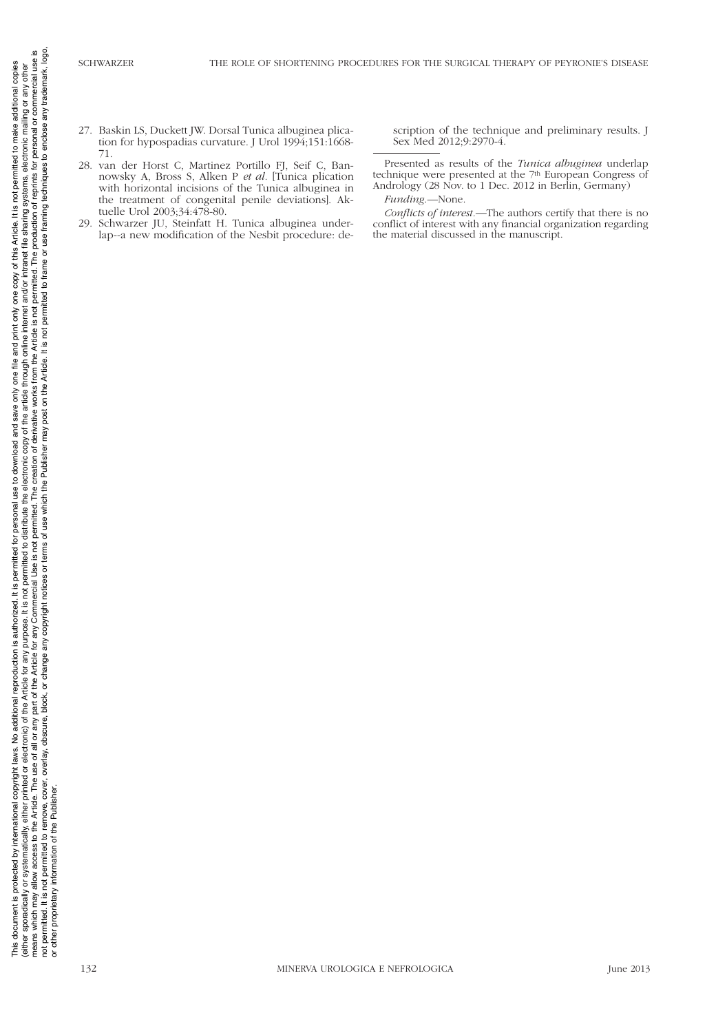27. Baskin LS, Duckett JW. Dorsal Tunica albuginea plication for hypospadias curvature. J Urol 1994;151:1668-71.
28. van der Horst C, Martinez Portillo FJ, Seif C, Bannowsky A, Bross S, Alken P *et al.* [Tunica plication with horizontal incisions of the Tunica albuginea in the treatment of congenital penile deviations]. Aktuelle Urol 2003;34:478-80.
29. Schwarzer JU, Steinfatt H. Tunica albuginea underlap--a new modification of the Nesbit procedure: description of the technique and preliminary results. J Sex Med 2012;9:2970-4.

---

Presented as results of the *Tunica albuginea* underlap technique were presented at the 7th European Congress of Andrology (28 Nov. to 1 Dec. 2012 in Berlin, Germany)

*Funding*.—None.

*Conflicts of interest*.—The authors certify that there is no conflict of interest with any financial organization regarding the material discussed in the manuscript.